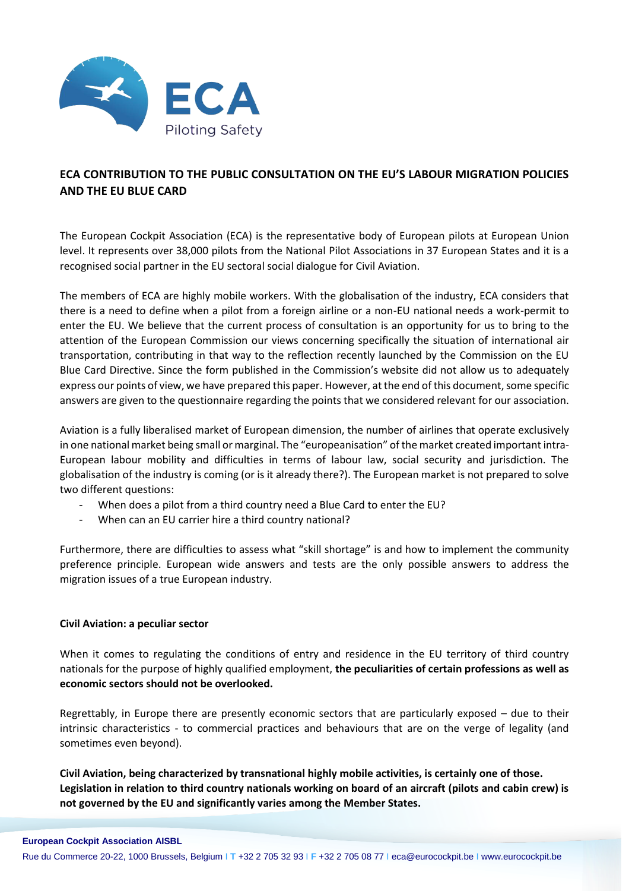# ECA CONTRIBUTION TO THE PUBLIC CONSULTATION ON THE EU'S LABOUR MIGRATION POLICIES AND THE EU BLUE CARD

The European Cockpit Association (ECA) is the representative body of European pilots at European Union level. It represents over 38,000 pilots from the National Pilot Associations in 37 European States and it is a recognised social partner in the EU sectoral social dialogue for Civil Aviation.

The members of ECA are highly mobile workers. With the globalisation of the industry, ECA considers that there is a need to define when a pilot from a foreign airline or a non-EU national needs a work-permit to enter the EU. We believe that the current process of consultation is an opportunity for us to bring to the attention of the European Commission our views concerning specifically the situation of international air transportation, contributing in that way to the reflection recently launched by the Commission on the EU Blue Card Directive. Since the form published in the Commission's website did not allow us to adequately express our points of view, we have prepared this paper. However, at the end of this document, some specific answers are given to the questionnaire regarding the points that we considered relevant for our association.

Aviation is a fully liberalised market of European dimension, the number of airlines that operate exclusively in one national market being small or marginal. The "europeanisation" of the market created important intra-European labour mobility and difficulties in terms of labour law, social security and jurisdiction. The globalisation of the industry is coming (or is it already there?). The European market is not prepared to solve two different questions:

- When does a pilot from a third country need a Blue Card to enter the EU?
- When can an EU carrier hire a third country national?

Furthermore, there are difficulties to assess what "skill shortage" is and how to implement the community preference principle. European wide answers and tests are the only possible answers to address the migration issues of a true European industry.

### Civil Aviation: a peculiar sector

When it comes to regulating the conditions of entry and residence in the EU territory of third country nationals for the purpose of highly qualified employment, **the peculiarities of certain professions as well as economic sectors should not be overlooked.**

Regrettably, in Europe there are presently economic sectors that are particularly exposed – due to their intrinsic characteristics - to commercial practices and behaviours that are on the verge of legality (and sometimes even beyond).

**Civil Aviation, being characterized by transnational highly mobile activities, is certainly one of those. Legislation in relation to third country nationals working on board of an aircraft (pilots and cabin crew) is not governed by the EU and significantly varies among the Member States.**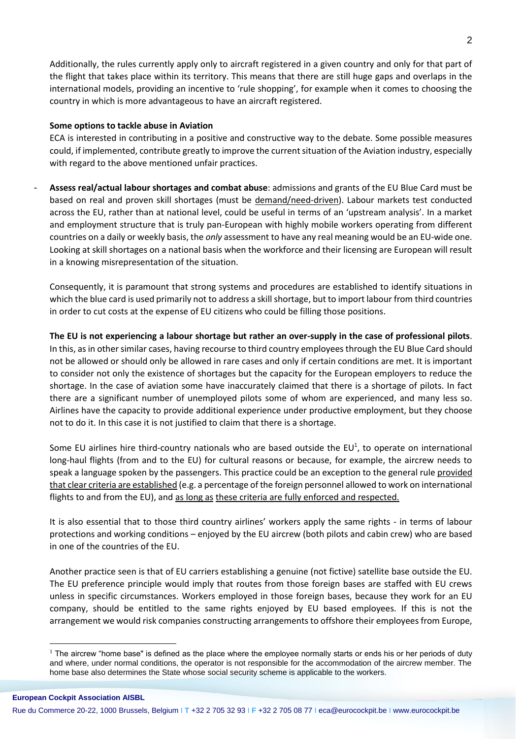Additionally, the rules currently apply only to aircraft registered in a given country and only for that part of the flight that takes place within its territory. This means that there are still huge gaps and overlaps in the international models, providing an incentive to 'rule shopping', for example when it comes to choosing the country in which is more advantageous to have an aircraft registered.

**Some options to tackle abuse in Aviation**

ECA is interested in contributing in a positive and constructive way to the debate. Some possible measures could, if implemented, contribute greatly to improve the current situation of the Aviation industry, especially with regard to the above mentioned unfair practices.

- **Assess real/actual labour shortages and combat abuse**: admissions and grants of the EU Blue Card must be based on real and proven skill shortages (must be demand/need-driven). Labour markets test conducted across the EU, rather than at national level, could be useful in terms of an 'upstream analysis'. In a market and employment structure that is truly pan-European with highly mobile workers operating from different countries on a daily or weekly basis, the *only* assessment to have any real meaning would be an EU-wide one. Looking at skill shortages on a national basis when the workforce and their licensing are European will result in a knowing misrepresentation of the situation.

  Consequently, it is paramount that strong systems and procedures are established to identify situations in which the blue card is used primarily not to address a skill shortage, but to import labour from third countries in order to cut costs at the expense of EU citizens who could be filling those positions.

  **The EU is not experiencing a labour shortage but rather an over-supply in the case of professional pilots**. In this, as in other similar cases, having recourse to third country employees through the EU Blue Card should not be allowed or should only be allowed in rare cases and only if certain conditions are met. It is important to consider not only the existence of shortages but the capacity for the European employers to reduce the shortage. In the case of aviation some have inaccurately claimed that there is a shortage of pilots. In fact there are a significant number of unemployed pilots some of whom are experienced, and many less so. Airlines have the capacity to provide additional experience under productive employment, but they choose not to do it. In this case it is not justified to claim that there is a shortage.

  Some EU airlines hire third-country nationals who are based outside the EU[1], to operate on international long-haul flights (from and to the EU) for cultural reasons or because, for example, the aircrew needs to speak a language spoken by the passengers. This practice could be an exception to the general rule provided that clear criteria are established (e.g. a percentage of the foreign personnel allowed to work on international flights to and from the EU), and as long as these criteria are fully enforced and respected.

  It is also essential that to those third country airlines' workers apply the same rights - in terms of labour protections and working conditions – enjoyed by the EU aircrew (both pilots and cabin crew) who are based in one of the countries of the EU.

  Another practice seen is that of EU carriers establishing a genuine (not fictive) satellite base outside the EU. The EU preference principle would imply that routes from those foreign bases are staffed with EU crews unless in specific circumstances. Workers employed in those foreign bases, because they work for an EU company, should be entitled to the same rights enjoyed by EU based employees. If this is not the arrangement we would risk companies constructing arrangements to offshore their employees from Europe,

[1] The aircrew "home base" is defined as the place where the employee normally starts or ends his or her periods of duty and where, under normal conditions, the operator is not responsible for the accommodation of the aircrew member. The home base also determines the State whose social security scheme is applicable to the workers.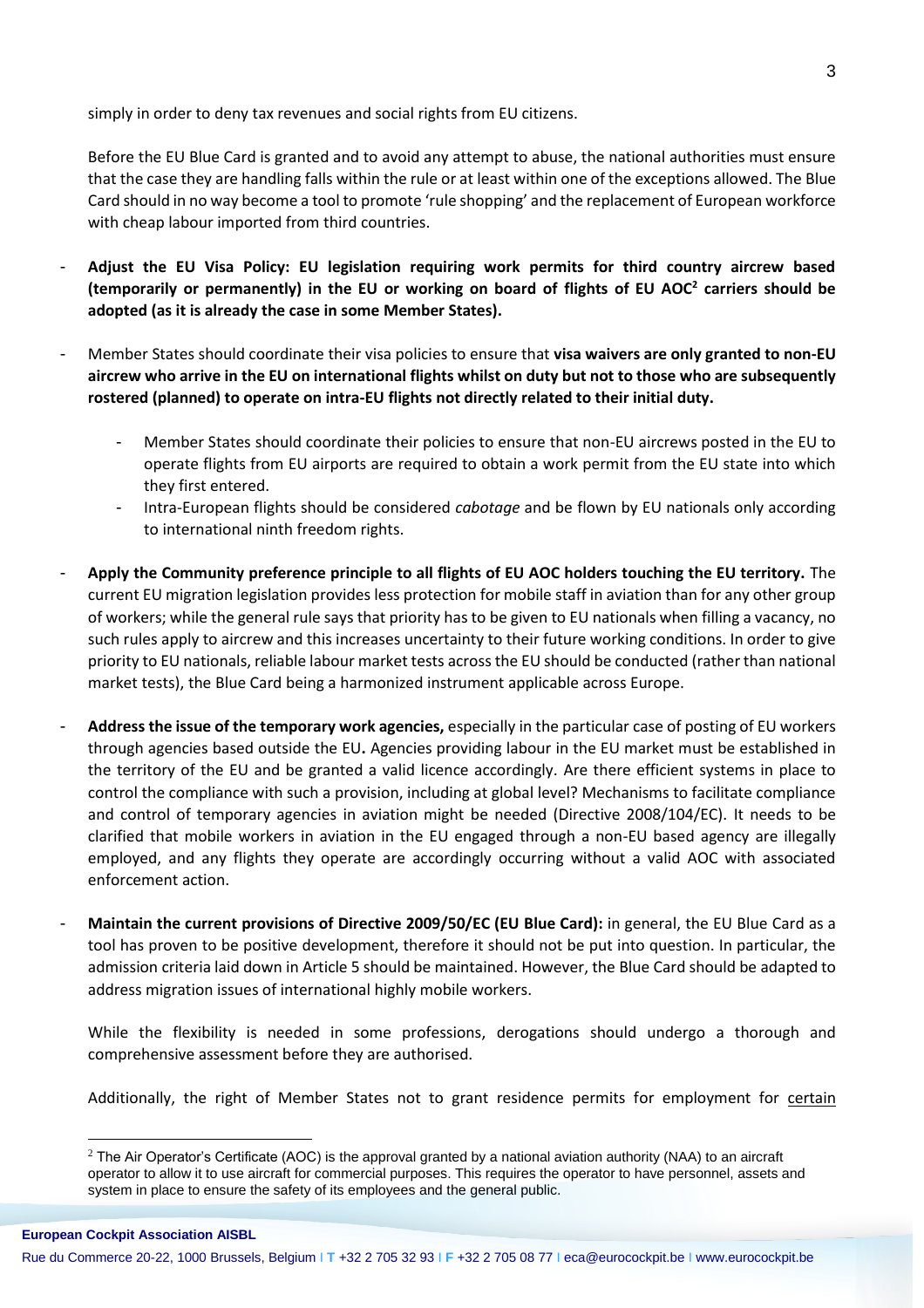simply in order to deny tax revenues and social rights from EU citizens.

Before the EU Blue Card is granted and to avoid any attempt to abuse, the national authorities must ensure that the case they are handling falls within the rule or at least within one of the exceptions allowed. The Blue Card should in no way become a tool to promote 'rule shopping' and the replacement of European workforce with cheap labour imported from third countries.

- **Adjust the EU Visa Policy: EU legislation requiring work permits for third country aircrew based (temporarily or permanently) in the EU or working on board of flights of EU AOC[2] carriers should be adopted (as it is already the case in some Member States).**
- Member States should coordinate their visa policies to ensure that **visa waivers are only granted to non-EU aircrew who arrive in the EU on international flights whilst on duty but not to those who are subsequently rostered (planned) to operate on intra-EU flights not directly related to their initial duty.**
    - Member States should coordinate their policies to ensure that non-EU aircrews posted in the EU to operate flights from EU airports are required to obtain a work permit from the EU state into which they first entered.
    - Intra-European flights should be considered *cabotage* and be flown by EU nationals only according to international ninth freedom rights.
- **Apply the Community preference principle to all flights of EU AOC holders touching the EU territory.** The current EU migration legislation provides less protection for mobile staff in aviation than for any other group of workers; while the general rule says that priority has to be given to EU nationals when filling a vacancy, no such rules apply to aircrew and this increases uncertainty to their future working conditions. In order to give priority to EU nationals, reliable labour market tests across the EU should be conducted (rather than national market tests), the Blue Card being a harmonized instrument applicable across Europe.
- **Address the issue of the temporary work agencies,** especially in the particular case of posting of EU workers through agencies based outside the EU**.** Agencies providing labour in the EU market must be established in the territory of the EU and be granted a valid licence accordingly. Are there efficient systems in place to control the compliance with such a provision, including at global level? Mechanisms to facilitate compliance and control of temporary agencies in aviation might be needed (Directive 2008/104/EC). It needs to be clarified that mobile workers in aviation in the EU engaged through a non-EU based agency are illegally employed, and any flights they operate are accordingly occurring without a valid AOC with associated enforcement action.
- **Maintain the current provisions of Directive 2009/50/EC (EU Blue Card):** in general, the EU Blue Card as a tool has proven to be positive development, therefore it should not be put into question. In particular, the admission criteria laid down in Article 5 should be maintained. However, the Blue Card should be adapted to address migration issues of international highly mobile workers.

  While the flexibility is needed in some professions, derogations should undergo a thorough and comprehensive assessment before they are authorised.

  Additionally, the right of Member States not to grant residence permits for employment for <u>certain</u>

[2] The Air Operator's Certificate (AOC) is the approval granted by a national aviation authority (NAA) to an aircraft operator to allow it to use aircraft for commercial purposes. This requires the operator to have personnel, assets and system in place to ensure the safety of its employees and the general public.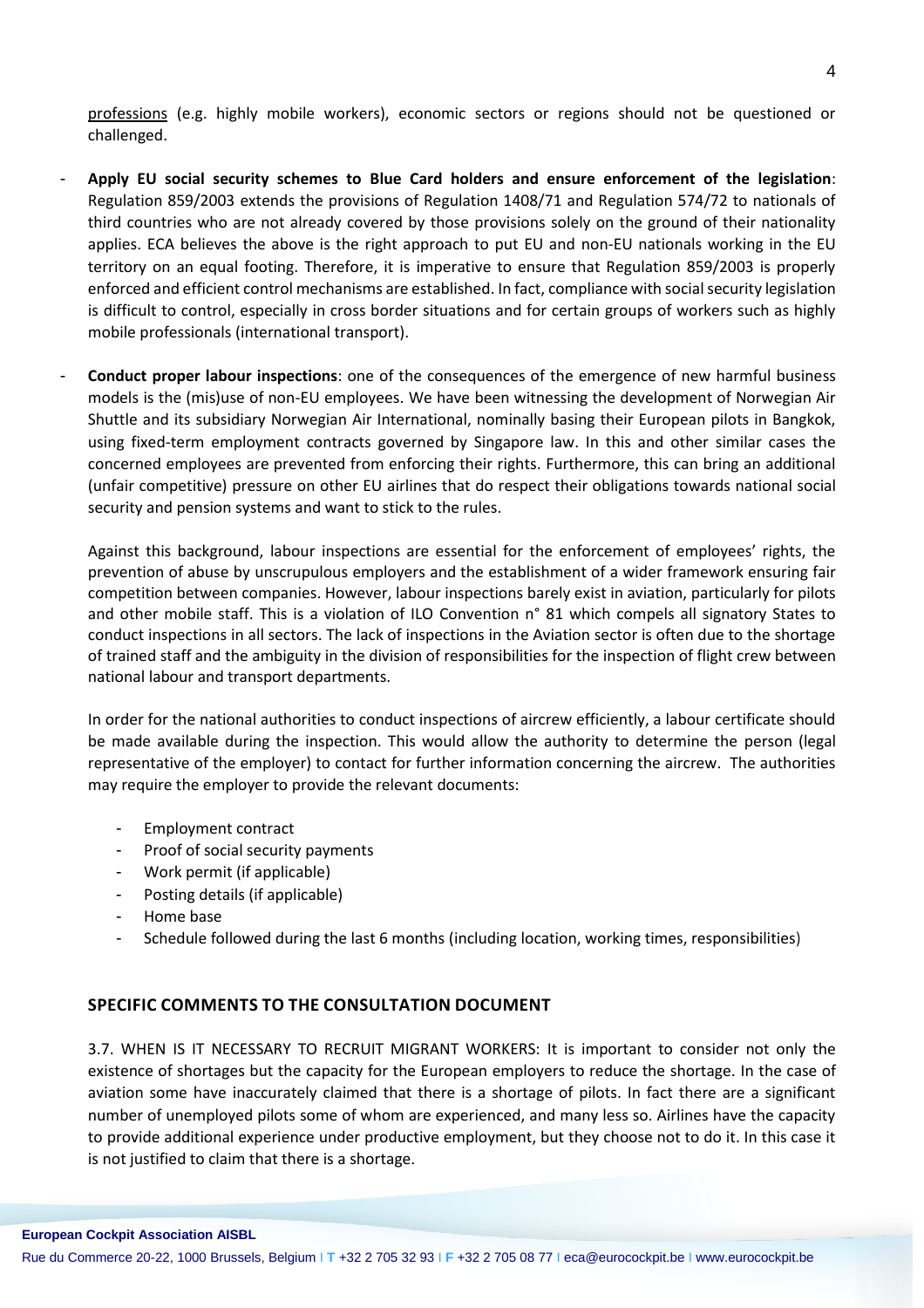professions (e.g. highly mobile workers), economic sectors or regions should not be questioned or challenged.

- **Apply EU social security schemes to Blue Card holders and ensure enforcement of the legislation**: Regulation 859/2003 extends the provisions of Regulation 1408/71 and Regulation 574/72 to nationals of third countries who are not already covered by those provisions solely on the ground of their nationality applies. ECA believes the above is the right approach to put EU and non-EU nationals working in the EU territory on an equal footing. Therefore, it is imperative to ensure that Regulation 859/2003 is properly enforced and efficient control mechanisms are established. In fact, compliance with social security legislation is difficult to control, especially in cross border situations and for certain groups of workers such as highly mobile professionals (international transport).

- **Conduct proper labour inspections**: one of the consequences of the emergence of new harmful business models is the (mis)use of non-EU employees. We have been witnessing the development of Norwegian Air Shuttle and its subsidiary Norwegian Air International, nominally basing their European pilots in Bangkok, using fixed-term employment contracts governed by Singapore law. In this and other similar cases the concerned employees are prevented from enforcing their rights. Furthermore, this can bring an additional (unfair competitive) pressure on other EU airlines that do respect their obligations towards national social security and pension systems and want to stick to the rules.

  Against this background, labour inspections are essential for the enforcement of employees' rights, the prevention of abuse by unscrupulous employers and the establishment of a wider framework ensuring fair competition between companies. However, labour inspections barely exist in aviation, particularly for pilots and other mobile staff. This is a violation of ILO Convention n° 81 which compels all signatory States to conduct inspections in all sectors. The lack of inspections in the Aviation sector is often due to the shortage of trained staff and the ambiguity in the division of responsibilities for the inspection of flight crew between national labour and transport departments.

  In order for the national authorities to conduct inspections of aircrew efficiently, a labour certificate should be made available during the inspection. This would allow the authority to determine the person (legal representative of the employer) to contact for further information concerning the aircrew. The authorities may require the employer to provide the relevant documents:

  - Employment contract
  - Proof of social security payments
  - Work permit (if applicable)
  - Posting details (if applicable)
  - Home base
  - Schedule followed during the last 6 months (including location, working times, responsibilities)

## SPECIFIC COMMENTS TO THE CONSULTATION DOCUMENT

3.7. WHEN IS IT NECESSARY TO RECRUIT MIGRANT WORKERS: It is important to consider not only the existence of shortages but the capacity for the European employers to reduce the shortage. In the case of aviation some have inaccurately claimed that there is a shortage of pilots. In fact there are a significant number of unemployed pilots some of whom are experienced, and many less so. Airlines have the capacity to provide additional experience under productive employment, but they choose not to do it. In this case it is not justified to claim that there is a shortage.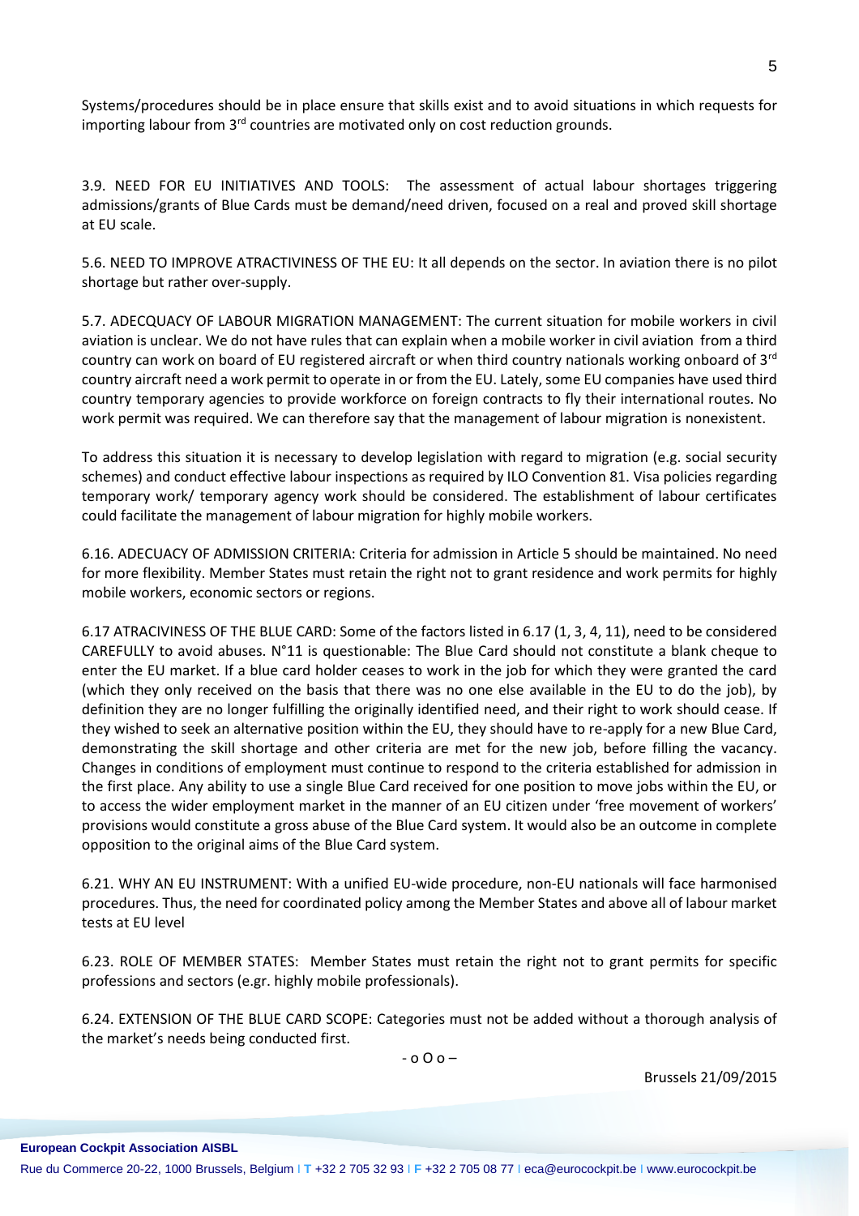Systems/procedures should be in place ensure that skills exist and to avoid situations in which requests for importing labour from 3rd countries are motivated only on cost reduction grounds.

3.9. NEED FOR EU INITIATIVES AND TOOLS: The assessment of actual labour shortages triggering admissions/grants of Blue Cards must be demand/need driven, focused on a real and proved skill shortage at EU scale.

5.6. NEED TO IMPROVE ATRACTIVINESS OF THE EU: It all depends on the sector. In aviation there is no pilot shortage but rather over-supply.

5.7. ADECQUACY OF LABOUR MIGRATION MANAGEMENT: The current situation for mobile workers in civil aviation is unclear. We do not have rules that can explain when a mobile worker in civil aviation from a third country can work on board of EU registered aircraft or when third country nationals working onboard of 3rd country aircraft need a work permit to operate in or from the EU. Lately, some EU companies have used third country temporary agencies to provide workforce on foreign contracts to fly their international routes. No work permit was required. We can therefore say that the management of labour migration is nonexistent.

To address this situation it is necessary to develop legislation with regard to migration (e.g. social security schemes) and conduct effective labour inspections as required by ILO Convention 81. Visa policies regarding temporary work/ temporary agency work should be considered. The establishment of labour certificates could facilitate the management of labour migration for highly mobile workers.

6.16. ADECUACY OF ADMISSION CRITERIA: Criteria for admission in Article 5 should be maintained. No need for more flexibility. Member States must retain the right not to grant residence and work permits for highly mobile workers, economic sectors or regions.

6.17 ATRACIVINESS OF THE BLUE CARD: Some of the factors listed in 6.17 (1, 3, 4, 11), need to be considered CAREFULLY to avoid abuses. N°11 is questionable: The Blue Card should not constitute a blank cheque to enter the EU market. If a blue card holder ceases to work in the job for which they were granted the card (which they only received on the basis that there was no one else available in the EU to do the job), by definition they are no longer fulfilling the originally identified need, and their right to work should cease. If they wished to seek an alternative position within the EU, they should have to re-apply for a new Blue Card, demonstrating the skill shortage and other criteria are met for the new job, before filling the vacancy. Changes in conditions of employment must continue to respond to the criteria established for admission in the first place. Any ability to use a single Blue Card received for one position to move jobs within the EU, or to access the wider employment market in the manner of an EU citizen under 'free movement of workers' provisions would constitute a gross abuse of the Blue Card system. It would also be an outcome in complete opposition to the original aims of the Blue Card system.

6.21. WHY AN EU INSTRUMENT: With a unified EU-wide procedure, non-EU nationals will face harmonised procedures. Thus, the need for coordinated policy among the Member States and above all of labour market tests at EU level

6.23. ROLE OF MEMBER STATES: Member States must retain the right not to grant permits for specific professions and sectors (e.gr. highly mobile professionals).

6.24. EXTENSION OF THE BLUE CARD SCOPE: Categories must not be added without a thorough analysis of the market's needs being conducted first.

- o O o –

Brussels 21/09/2015